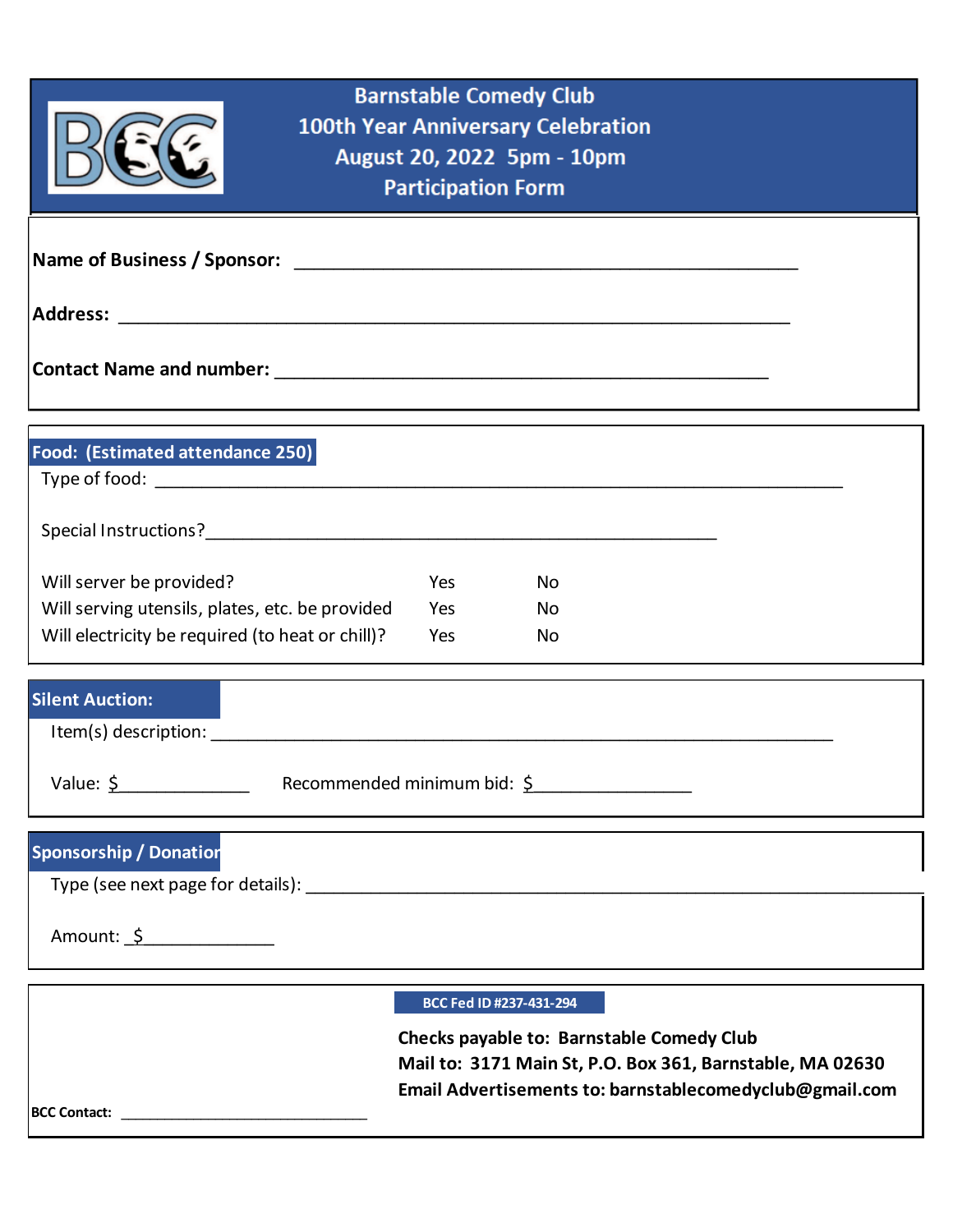# Barnstable Comedy Club
## 100th Year Anniversary Celebration
## August 20, 2022 5pm - 10pm
## Participation Form

**Name of Business / Sponsor:** ___________________________________________________

**Address:** ___________________________________________________________________

**Contact Name and number:** _____________________________________________

### Food: (Estimated attendance 250)

Type of food: _________________________________________________________________

Special Instructions?_____________________________________________

| | | |
|---|---|---|
| Will server be provided? | Yes | No |
| Will serving utensils, plates, etc. be provided | Yes | No |
| Will electricity be required (to heat or chill)? | Yes | No |

### Silent Auction:

Item(s) description: ______________________________________________________

Value: $______________ Recommended minimum bid: $________________

### Sponsorship / Donation

Type (see next page for details): ____________________________________________________

Amount: $______________

**BCC Fed ID #237-431-294**

**Checks payable to: Barnstable Comedy Club**
**Mail to: 3171 Main St, P.O. Box 361, Barnstable, MA 02630**
**Email Advertisements to: barnstablecomedyclub@gmail.com**

**BCC Contact:** ______________________________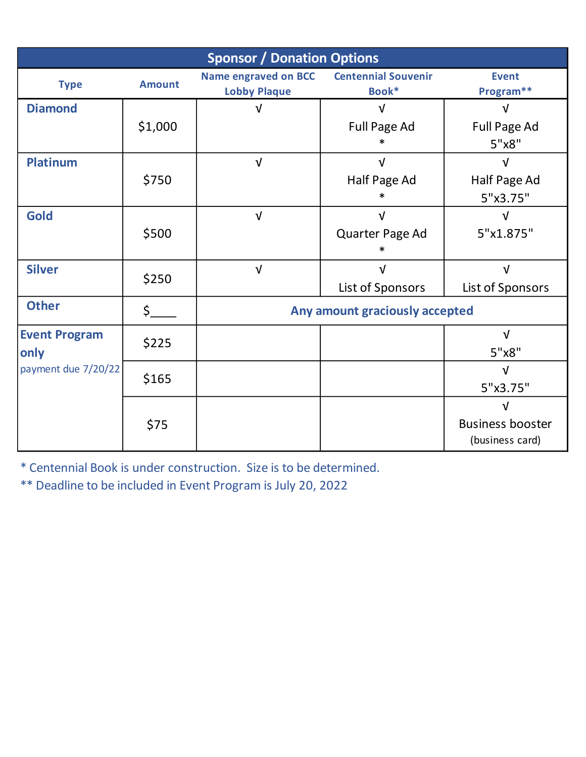| Sponsor / Donation Options | | | | |
|---|---|---|---|---|
| **Type** | **Amount** | **Name engraved on BCC Lobby Plaque** | **Centennial Souvenir Book*** | **Event Program**** |
| **Diamond** | $1,000 | √ | √ Full Page Ad * | √ Full Page Ad 5"x8" |
| **Platinum** | $750 | √ | √ Half Page Ad * | √ Half Page Ad 5"x3.75" |
| **Gold** | $500 | √ | √ Quarter Page Ad * | √ 5"x1.875" |
| **Silver** | $250 | √ | √ List of Sponsors | √ List of Sponsors |
| **Other** | $____ | **Any amount graciously accepted** | | |
| **Event Program only** payment due 7/20/22 | $225 | | | √ 5"x8" |
| | $165 | | | √ 5"x3.75" |
| | $75 | | | √ Business booster (business card) |

* Centennial Book is under construction. Size is to be determined.

** Deadline to be included in Event Program is July 20, 2022